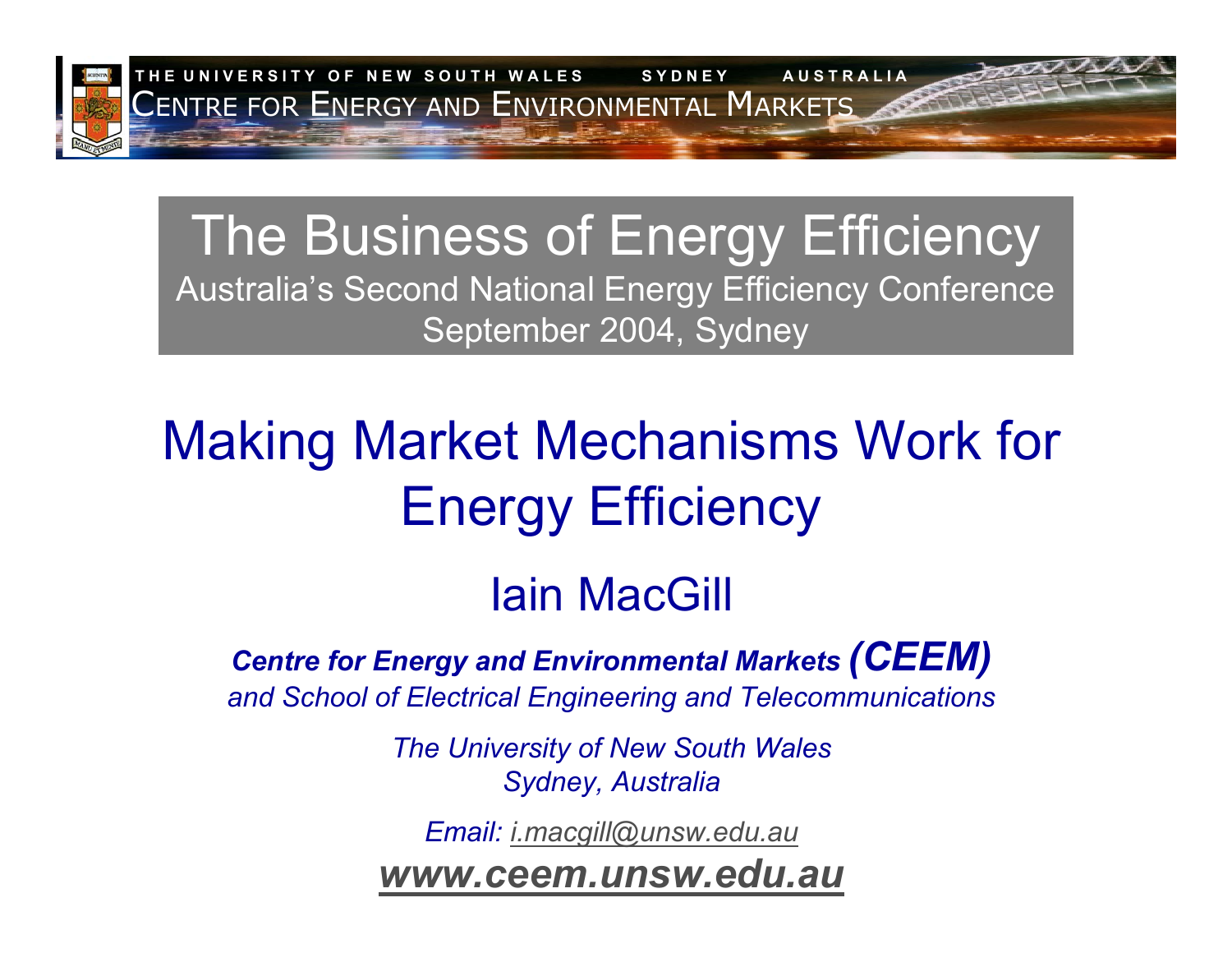THE UNIVERSITY OF NEW SOUTH WALES SYDNEY AUSTRALIA

CENTRE FOR ENERGY AND ENVIRONMENTAL MARKETS

# The Business of Energy Efficiency

Australia's Second National Energy Efficiency Conference
September 2004, Sydney

# Making Market Mechanisms Work for Energy Efficiency

## Iain MacGill

***Centre for Energy and Environmental Markets (CEEM)***
*and School of Electrical Engineering and Telecommunications*

*The University of New South Wales*
*Sydney, Australia*

*Email: i.macgill@unsw.edu.au*

***www.ceem.unsw.edu.au***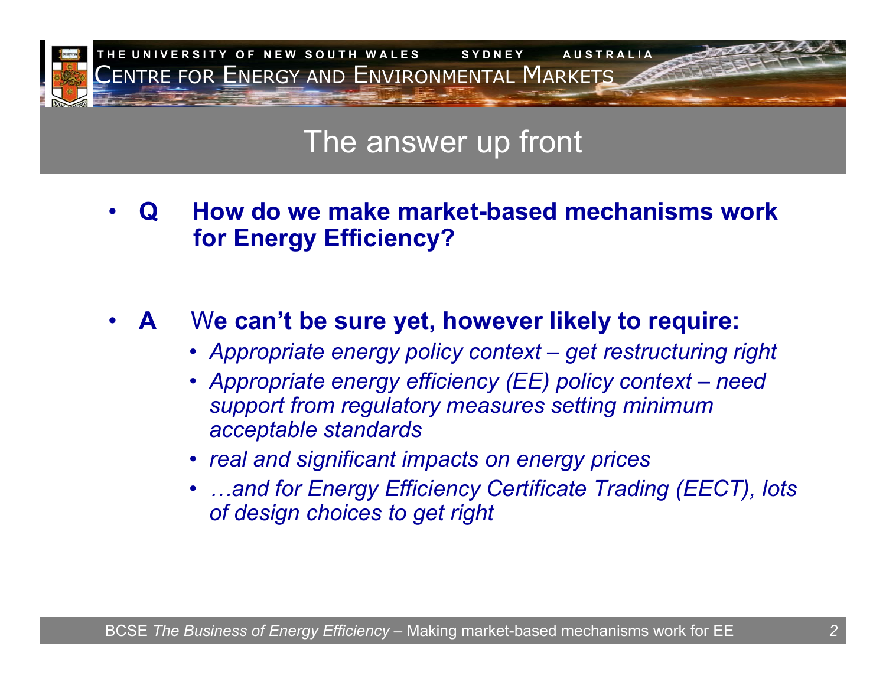# The answer up front

- **Q** **How do we make market-based mechanisms work for Energy Efficiency?**

- **A** W**e can't be sure yet, however likely to require:**
  - *Appropriate energy policy context – get restructuring right*
  - *Appropriate energy efficiency (EE) policy context – need support from regulatory measures setting minimum acceptable standards*
  - *real and significant impacts on energy prices*
  - *…and for Energy Efficiency Certificate Trading (EECT), lots of design choices to get right*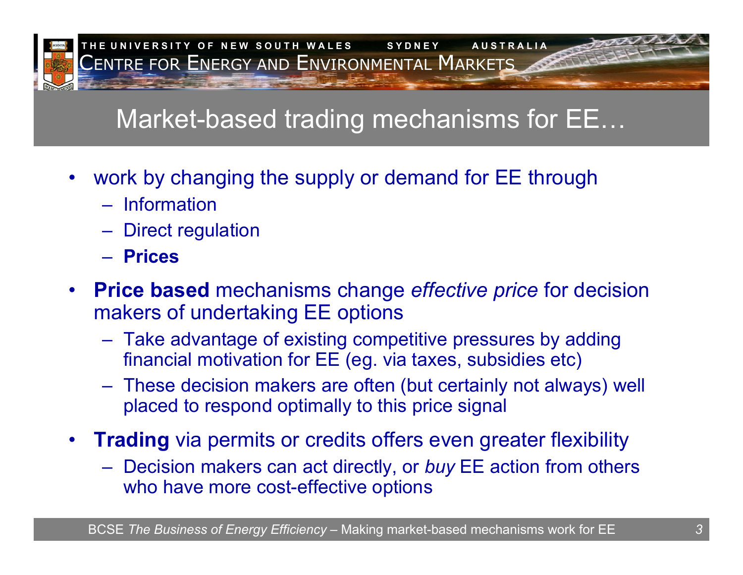# Market-based trading mechanisms for EE…

- work by changing the supply or demand for EE through
  - Information
  - Direct regulation
  - **Prices**
- **Price based** mechanisms change *effective price* for decision makers of undertaking EE options
  - Take advantage of existing competitive pressures by adding financial motivation for EE (eg. via taxes, subsidies etc)
  - These decision makers are often (but certainly not always) well placed to respond optimally to this price signal
- **Trading** via permits or credits offers even greater flexibility
  - Decision makers can act directly, or *buy* EE action from others who have more cost-effective options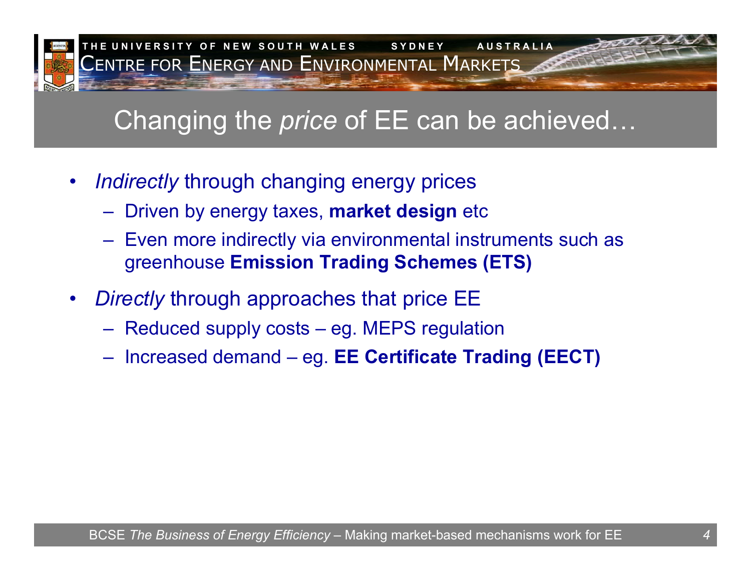## Changing the *price* of EE can be achieved…

- *Indirectly* through changing energy prices
  - Driven by energy taxes, **market design** etc
  - Even more indirectly via environmental instruments such as greenhouse **Emission Trading Schemes (ETS)**
- *Directly* through approaches that price EE
  - Reduced supply costs – eg. MEPS regulation
  - Increased demand – eg. **EE Certificate Trading (EECT)**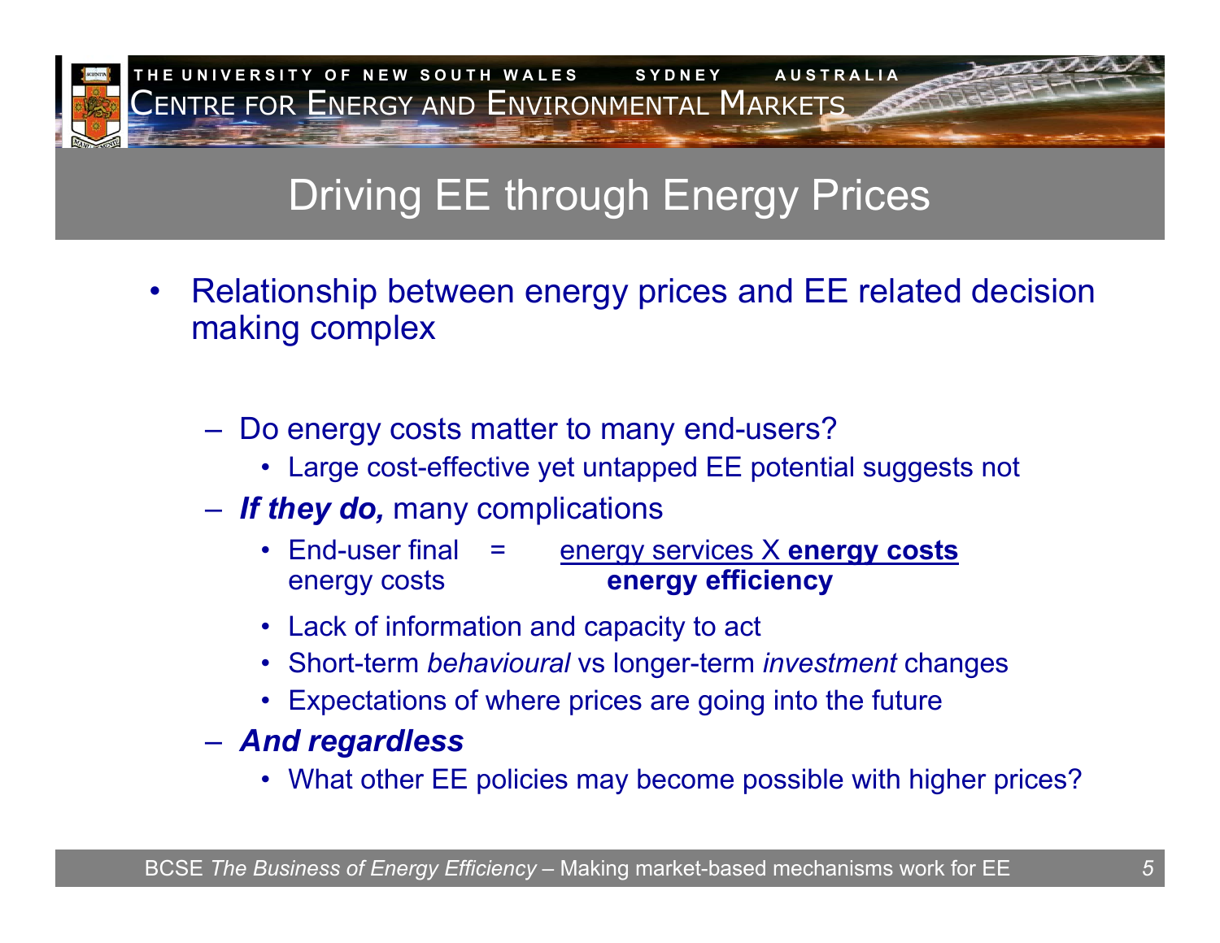# Driving EE through Energy Prices

- Relationship between energy prices and EE related decision making complex
  - Do energy costs matter to many end-users?
    - Large cost-effective yet untapped EE potential suggests not
  - ***If they do,*** many complications
    - End-user final energy costs = $\frac{\text{energy services} \times \textbf{energy costs}}{\textbf{energy efficiency}}$
    - Lack of information and capacity to act
    - Short-term *behavioural* vs longer-term *investment* changes
    - Expectations of where prices are going into the future
  - ***And regardless***
    - What other EE policies may become possible with higher prices?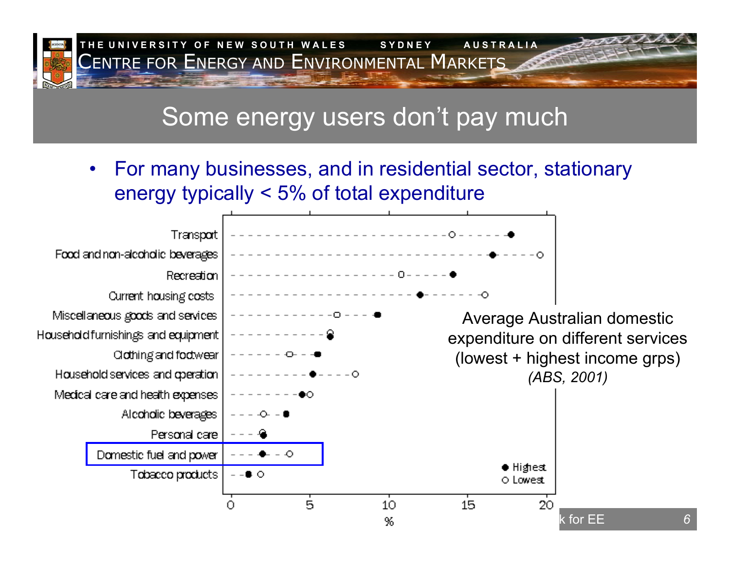# Some energy users don't pay much

- For many businesses, and in residential sector, stationary energy typically < 5% of total expenditure

Transport
Food and non-alcoholic beverages
Recreation
Current housing costs
Miscellaneous goods and services
Household furnishings and equipment
Clothing and footwear
Household services and operation
Medical care and health expenses
Alcoholic beverages
Personal care
Domestic fuel and power
Tobacco products

0 5 10 15 20
%

● Highest
○ Lowest

Average Australian domestic expenditure on different services (lowest + highest income grps)
*(ABS, 2001)*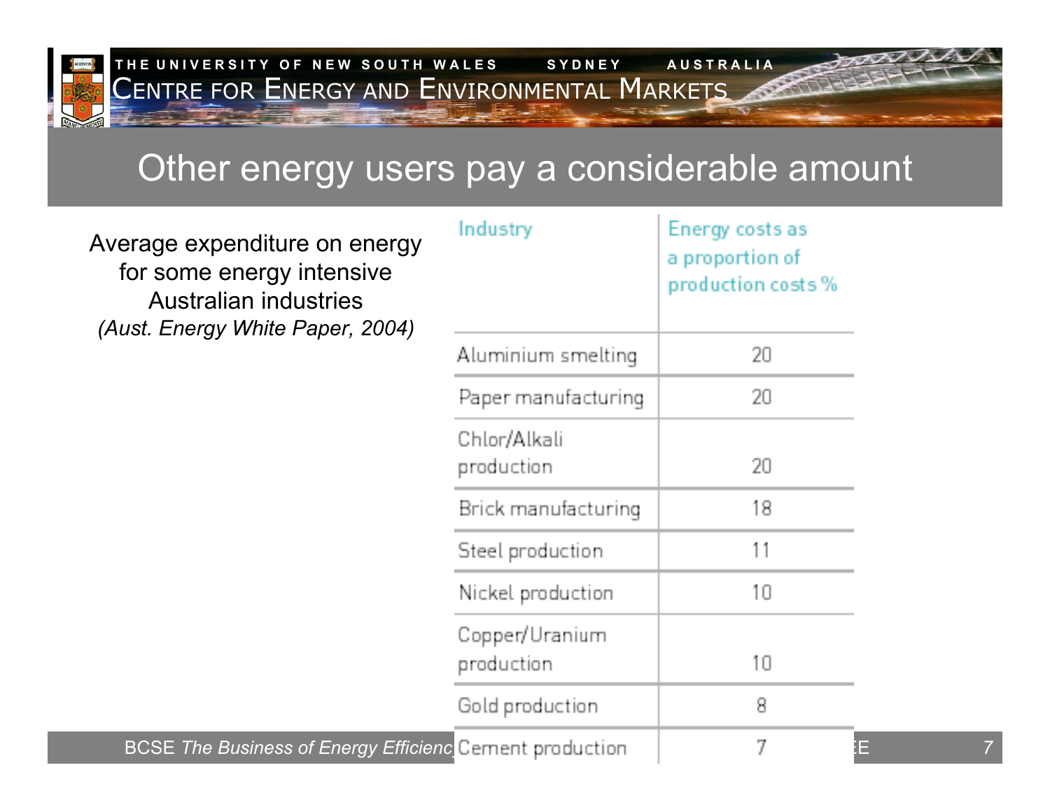# Other energy users pay a considerable amount

Average expenditure on energy for some energy intensive Australian industries
*(Aust. Energy White Paper, 2004)*

| Industry | Energy costs as a proportion of production costs % |
| --- | --- |
| Aluminium smelting | 20 |
| Paper manufacturing | 20 |
| Chlor/Alkali production | 20 |
| Brick manufacturing | 18 |
| Steel production | 11 |
| Nickel production | 10 |
| Copper/Uranium production | 10 |
| Gold production | 8 |
| Cement production | 7 |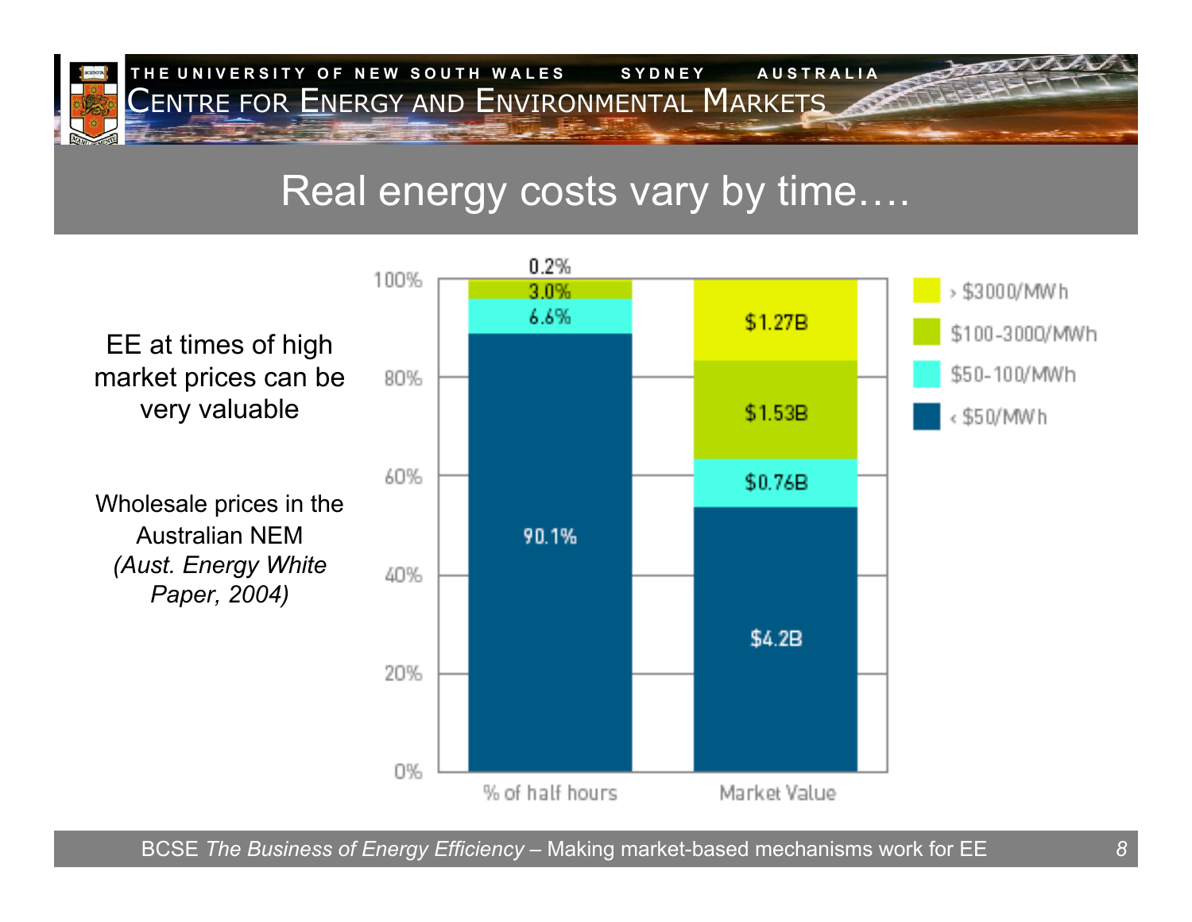# Real energy costs vary by time….

EE at times of high market prices can be very valuable

Wholesale prices in the Australian NEM *(Aust. Energy White Paper, 2004)*

100%
80%
60%
40%
20%
0%

0.2%
3.0%
6.6%
90.1%

$1.27B
$1.53B
$0.76B
$4.2B

% of half hours
Market Value

> $3000/MWh
$100-3000/MWh
$50-100/MWh
< $50/MWh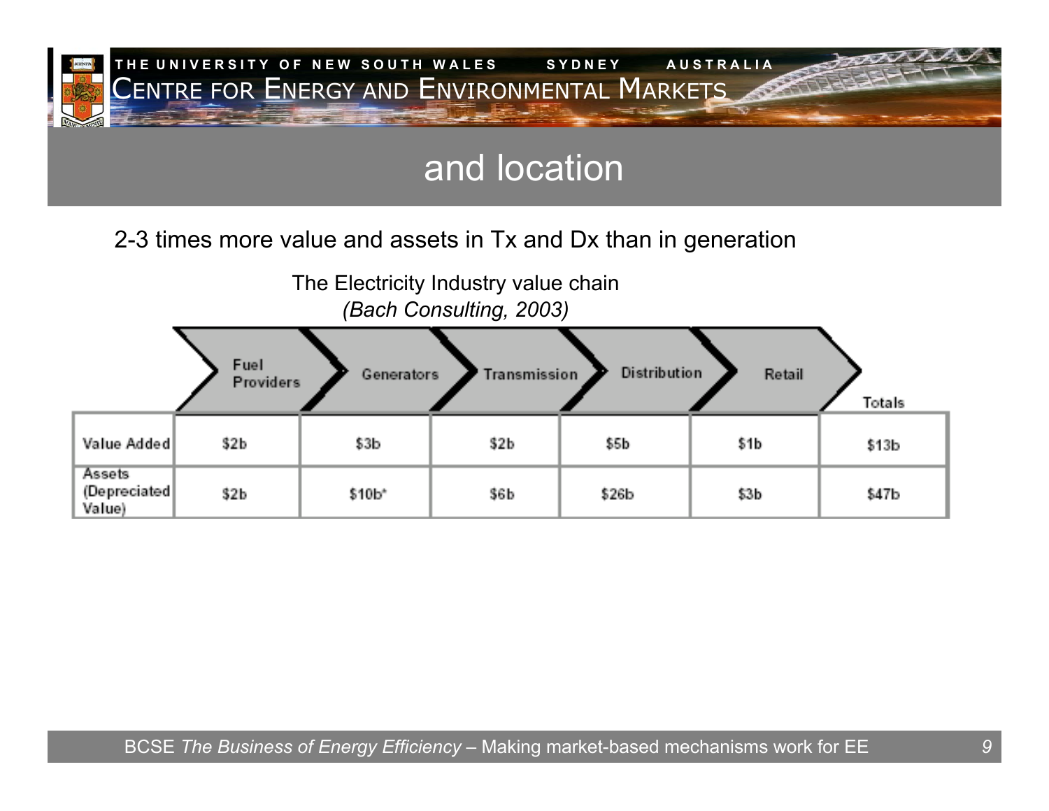# and location

2-3 times more value and assets in Tx and Dx than in generation

The Electricity Industry value chain
*(Bach Consulting, 2003)*

| | Fuel Providers | Generators | Transmission | Distribution | Retail | Totals |
|---|---|---|---|---|---|---|
| Value Added | $2b | $3b | $2b | $5b | $1b | $13b |
| Assets (Depreciated Value) | $2b | $10b* | $6b | $26b | $3b | $47b |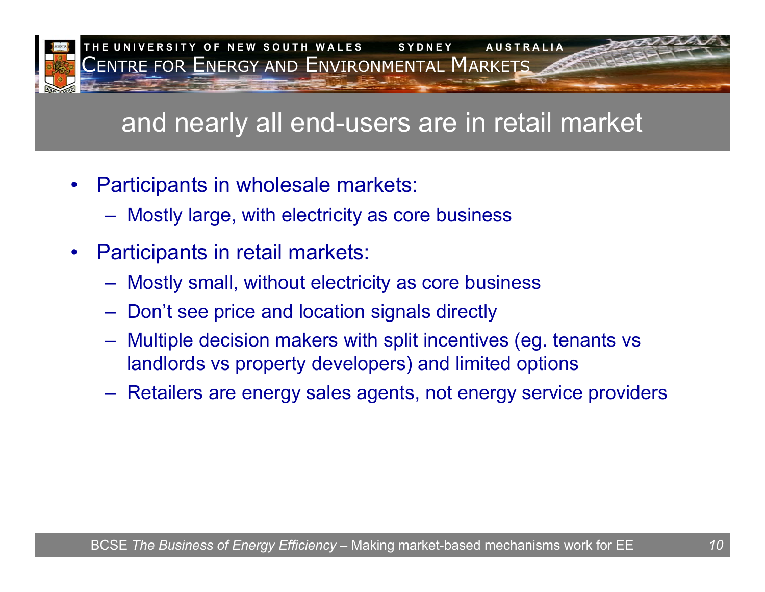## and nearly all end-users are in retail market

- Participants in wholesale markets:
  - Mostly large, with electricity as core business
- Participants in retail markets:
  - Mostly small, without electricity as core business
  - Don't see price and location signals directly
  - Multiple decision makers with split incentives (eg. tenants vs landlords vs property developers) and limited options
  - Retailers are energy sales agents, not energy service providers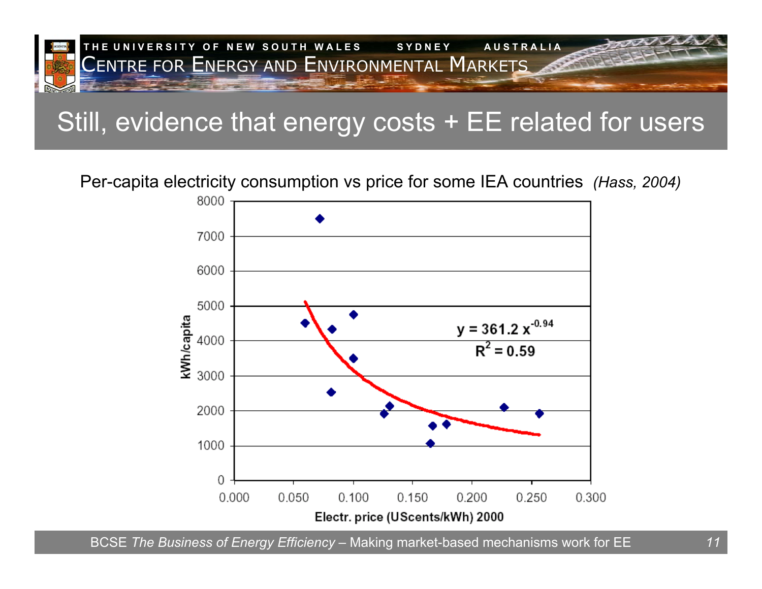# Still, evidence that energy costs + EE related for users

Per-capita electricity consumption vs price for some IEA countries *(Hass, 2004)*

$$y = 361.2\,x^{-0.94}$$

$$R^2 = 0.59$$

kWh/capita

Electr. price (UScents/kWh) 2000

BCSE *The Business of Energy Efficiency* – Making market-based mechanisms work for EE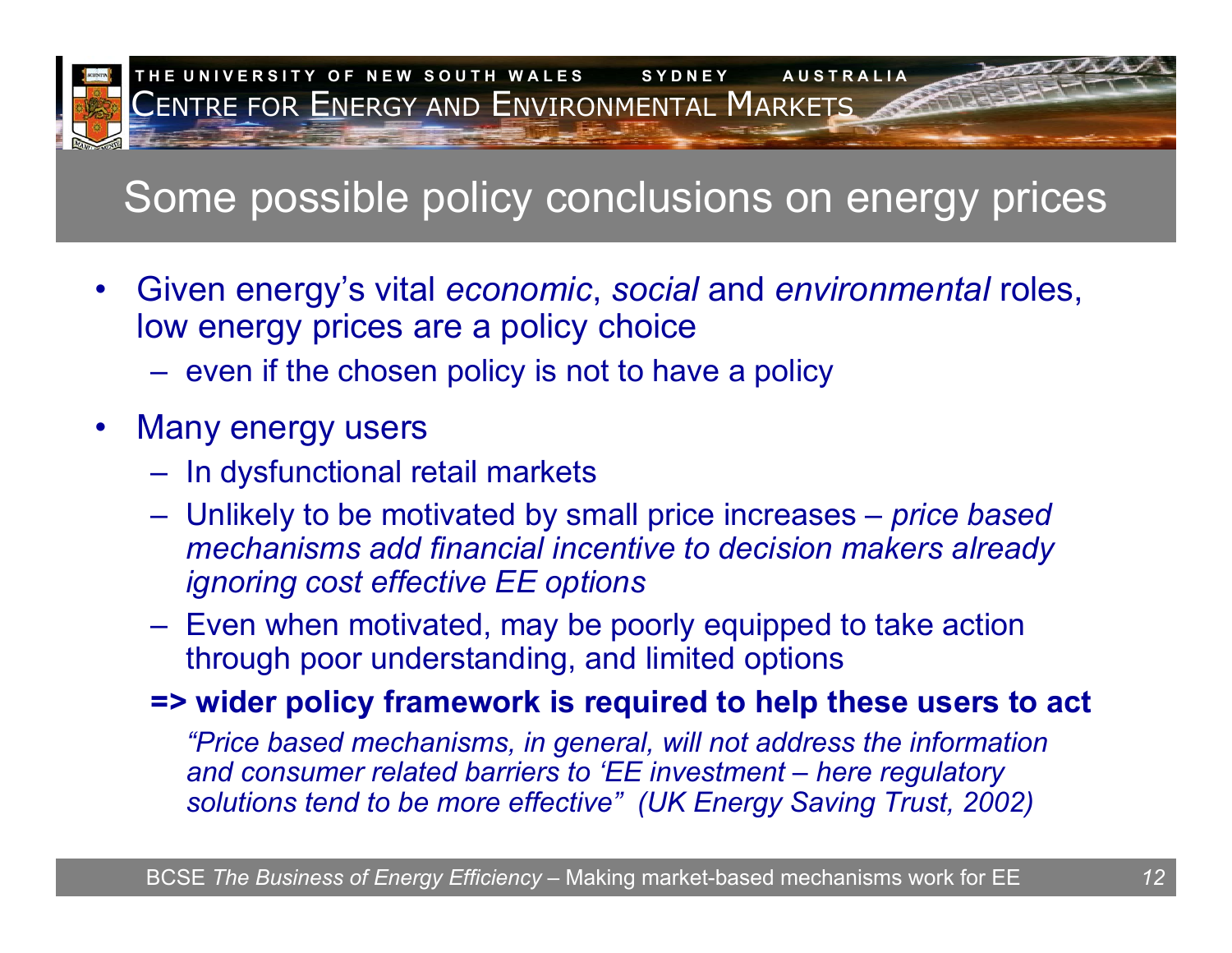# Some possible policy conclusions on energy prices

- Given energy's vital *economic*, *social* and *environmental* roles, low energy prices are a policy choice
  - even if the chosen policy is not to have a policy
- Many energy users
  - In dysfunctional retail markets
  - Unlikely to be motivated by small price increases – *price based mechanisms add financial incentive to decision makers already ignoring cost effective EE options*
  - Even when motivated, may be poorly equipped to take action through poor understanding, and limited options

  **=> wider policy framework is required to help these users to act**

  *"Price based mechanisms, in general, will not address the information and consumer related barriers to 'EE investment – here regulatory solutions tend to be more effective"  (UK Energy Saving Trust, 2002)*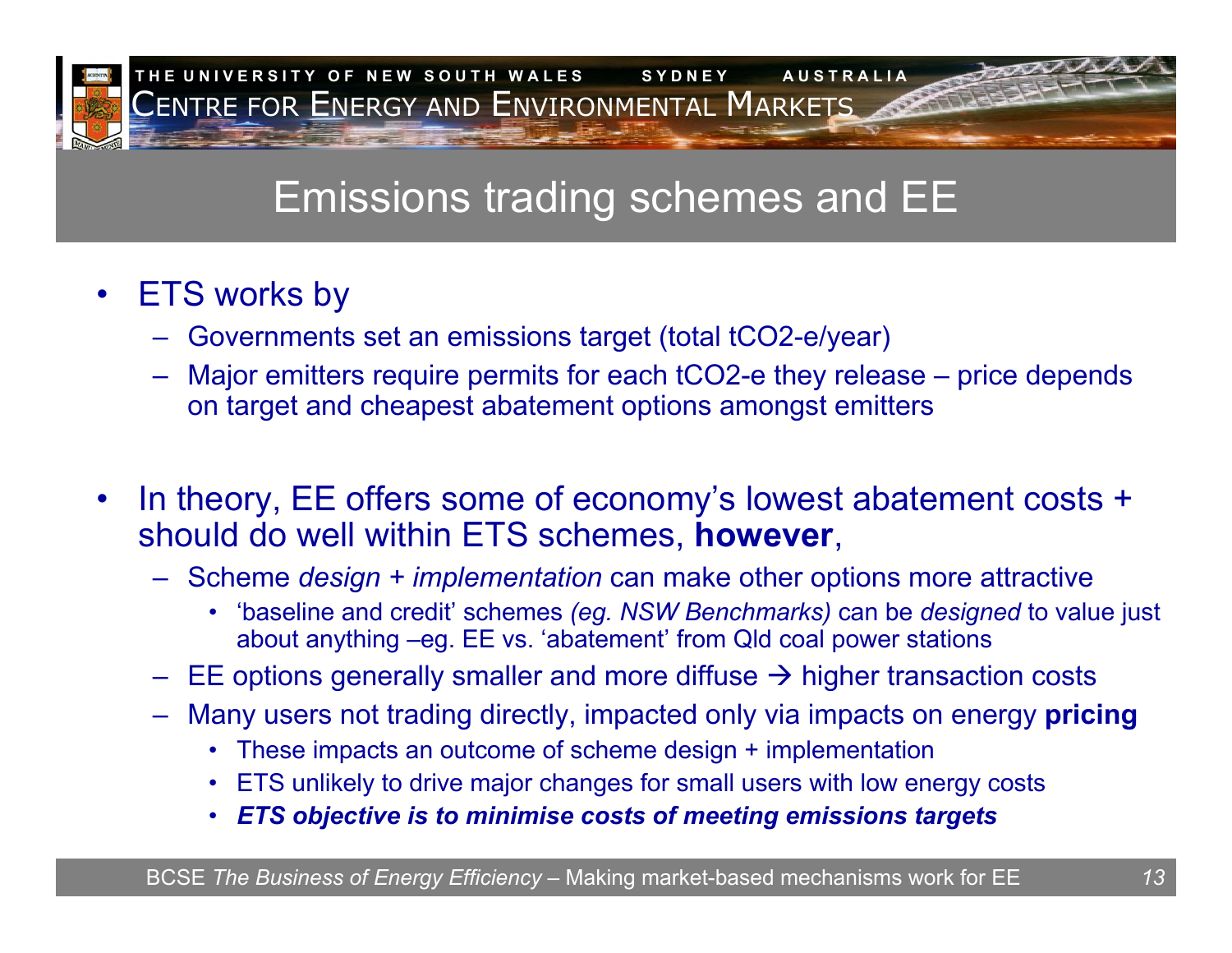# Emissions trading schemes and EE

- ETS works by
  - Governments set an emissions target (total tCO2-e/year)
  - Major emitters require permits for each tCO2-e they release – price depends on target and cheapest abatement options amongst emitters

- In theory, EE offers some of economy's lowest abatement costs + should do well within ETS schemes, **however**,
  - Scheme *design* + *implementation* can make other options more attractive
    - 'baseline and credit' schemes *(eg. NSW Benchmarks)* can be *designed* to value just about anything –eg. EE vs. 'abatement' from Qld coal power stations
  - EE options generally smaller and more diffuse → higher transaction costs
  - Many users not trading directly, impacted only via impacts on energy **pricing**
    - These impacts an outcome of scheme design + implementation
    - ETS unlikely to drive major changes for small users with low energy costs
    - ***ETS objective is to minimise costs of meeting emissions targets***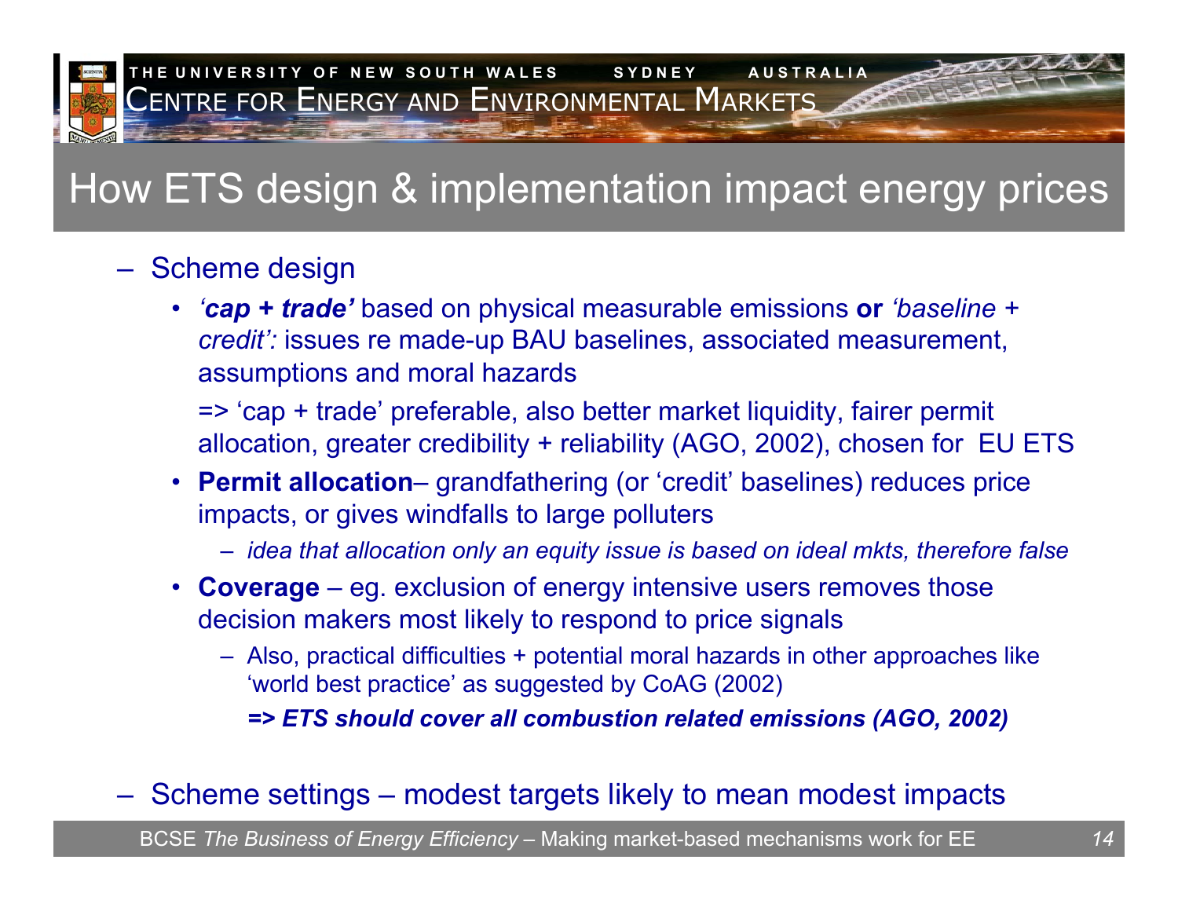# How ETS design & implementation impact energy prices

- Scheme design
  - *'**cap + trade'*** based on physical measurable emissions **or** *'baseline + credit':* issues re made-up BAU baselines, associated measurement, assumptions and moral hazards

    => 'cap + trade' preferable, also better market liquidity, fairer permit allocation, greater credibility + reliability (AGO, 2002), chosen for EU ETS
  - **Permit allocation**– grandfathering (or 'credit' baselines) reduces price impacts, or gives windfalls to large polluters
    - *idea that allocation only an equity issue is based on ideal mkts, therefore false*
  - **Coverage** – eg. exclusion of energy intensive users removes those decision makers most likely to respond to price signals
    - Also, practical difficulties + potential moral hazards in other approaches like 'world best practice' as suggested by CoAG (2002)

      ***=> ETS should cover all combustion related emissions (AGO, 2002)***
- Scheme settings – modest targets likely to mean modest impacts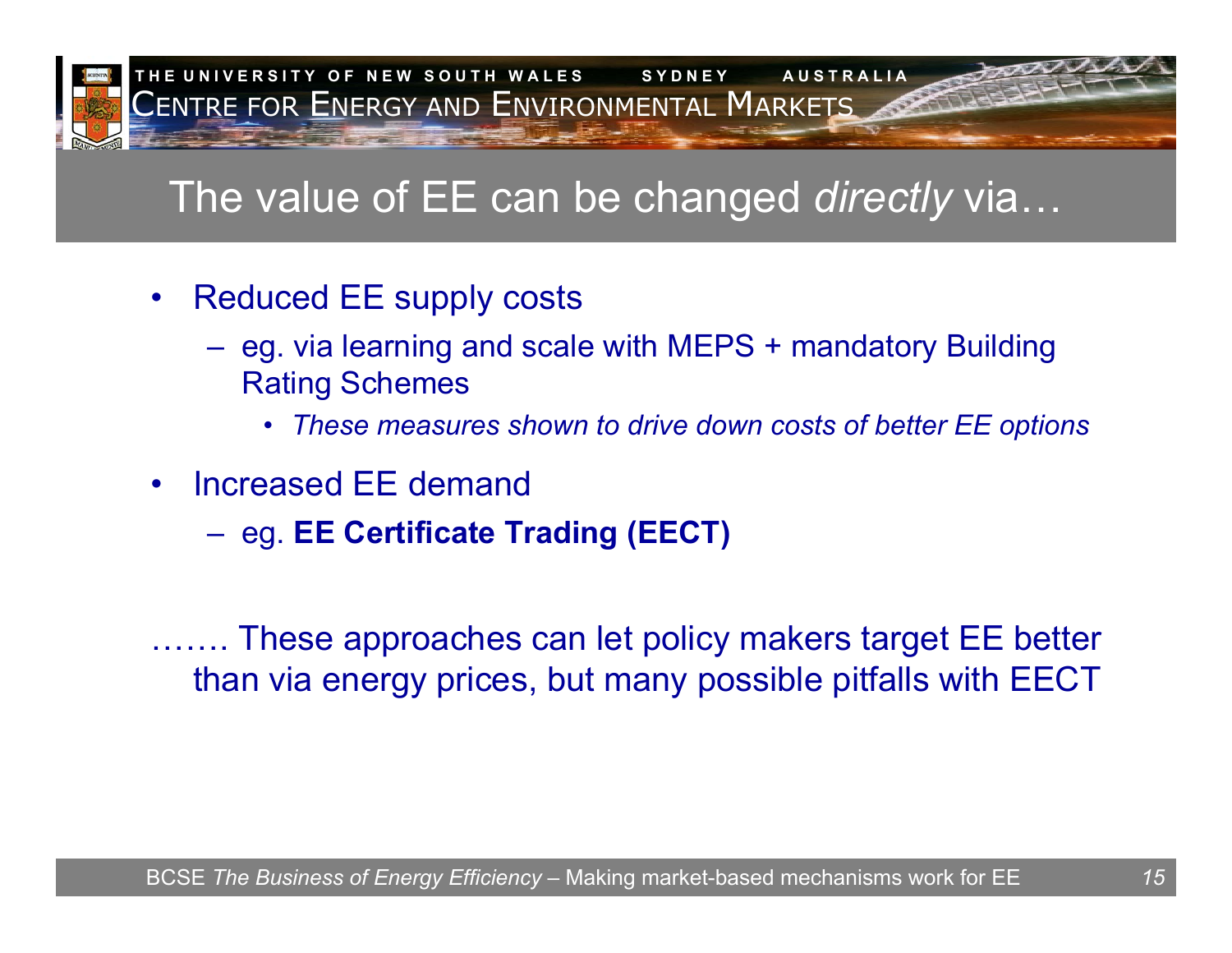# The value of EE can be changed *directly* via…

- Reduced EE supply costs
  - eg. via learning and scale with MEPS + mandatory Building Rating Schemes
    - *These measures shown to drive down costs of better EE options*
- Increased EE demand
  - eg. **EE Certificate Trading (EECT)**

……. These approaches can let policy makers target EE better than via energy prices, but many possible pitfalls with EECT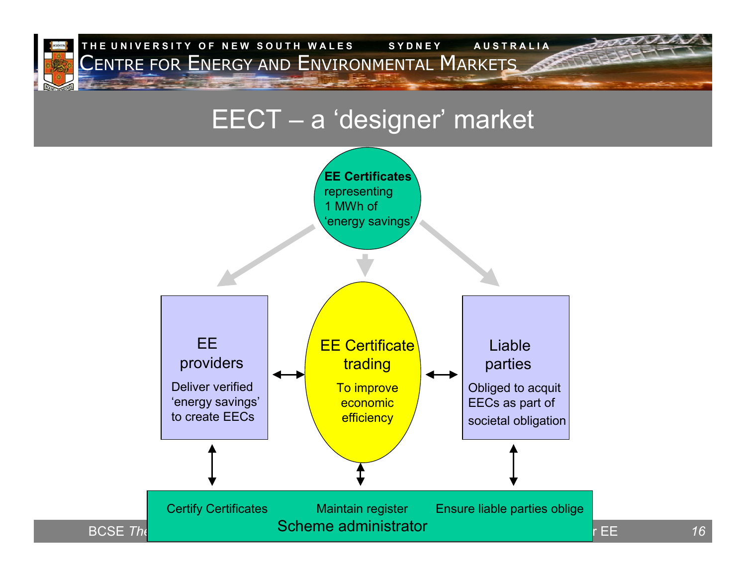# EECT – a 'designer' market

**EE Certificates** representing 1 MWh of 'energy savings'

EE providers

Deliver verified 'energy savings' to create EECs

EE Certificate trading

To improve economic efficiency

Liable parties

Obliged to acquit EECs as part of societal obligation

Certify Certificates

Maintain register

Ensure liable parties oblige

Scheme administrator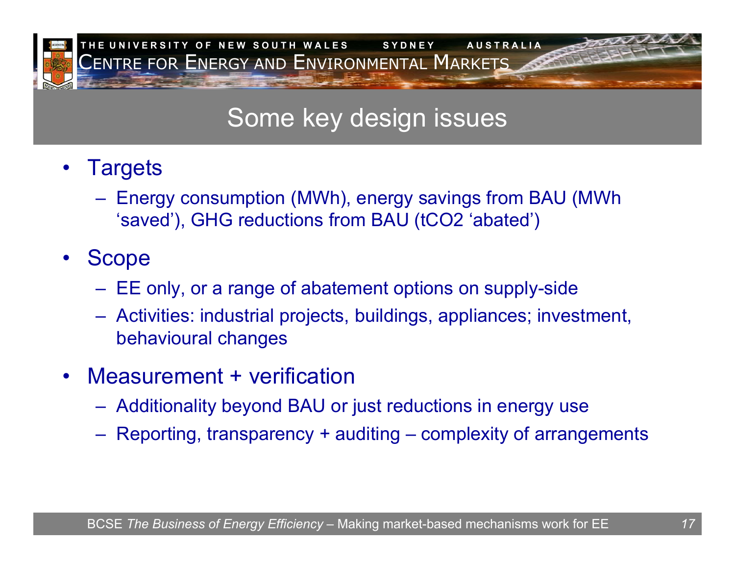# Some key design issues

- Targets
  - Energy consumption (MWh), energy savings from BAU (MWh ‘saved’), GHG reductions from BAU (tCO2 ‘abated’)
- Scope
  - EE only, or a range of abatement options on supply-side
  - Activities: industrial projects, buildings, appliances; investment, behavioural changes
- Measurement + verification
  - Additionality beyond BAU or just reductions in energy use
  - Reporting, transparency + auditing – complexity of arrangements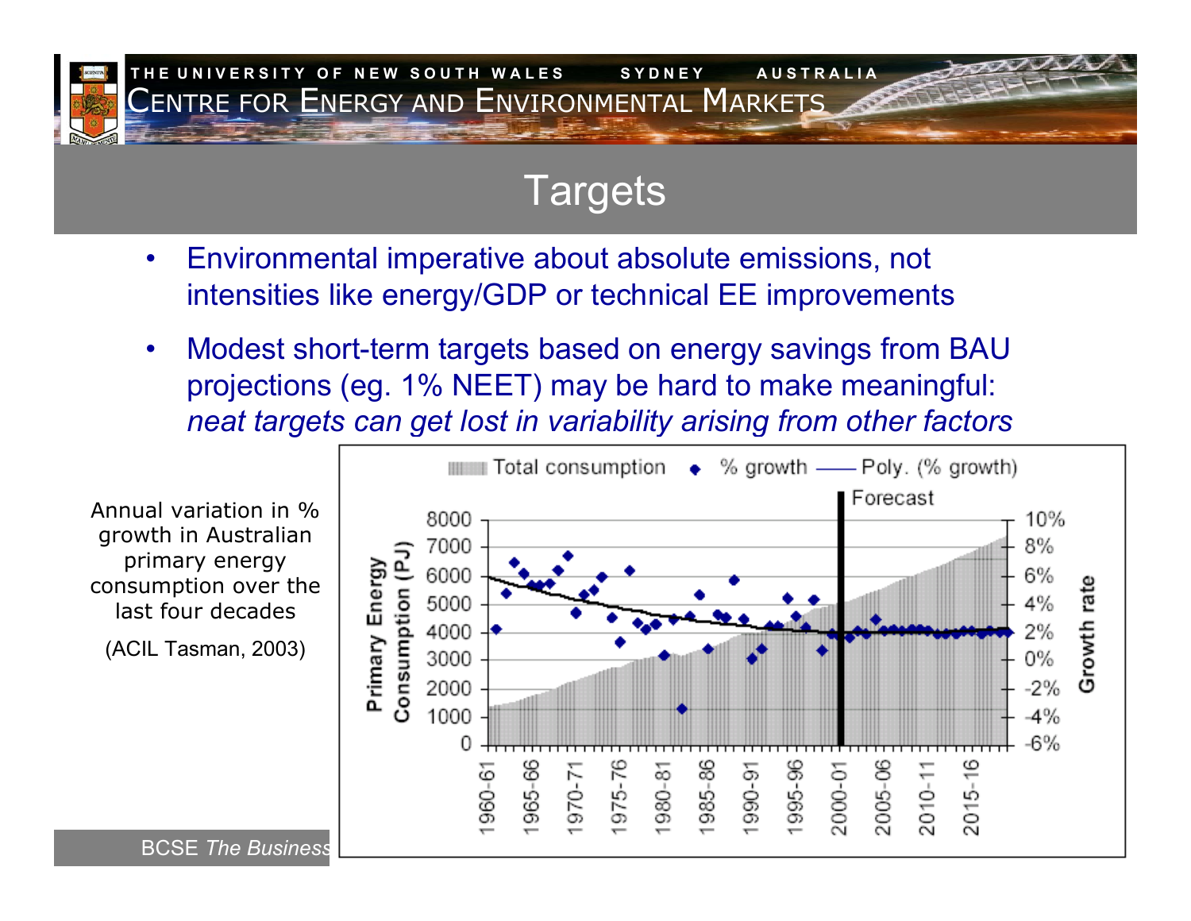# Targets

- Environmental imperative about absolute emissions, not intensities like energy/GDP or technical EE improvements
- Modest short-term targets based on energy savings from BAU projections (eg. 1% NEET) may be hard to make meaningful: *neat targets can get lost in variability arising from other factors*

Annual variation in % growth in Australian primary energy consumption over the last four decades

(ACIL Tasman, 2003)

Total consumption
% growth
Poly. (% growth)
Forecast

Primary Energy Consumption (PJ)
8000
7000
6000
5000
4000
3000
2000
1000
0

Growth rate
10%
8%
6%
4%
2%
0%
-2%
-4%
-6%

1960-61
1965-66
1970-71
1975-76
1980-81
1985-86
1990-91
1995-96
2000-01
2005-06
2010-11
2015-16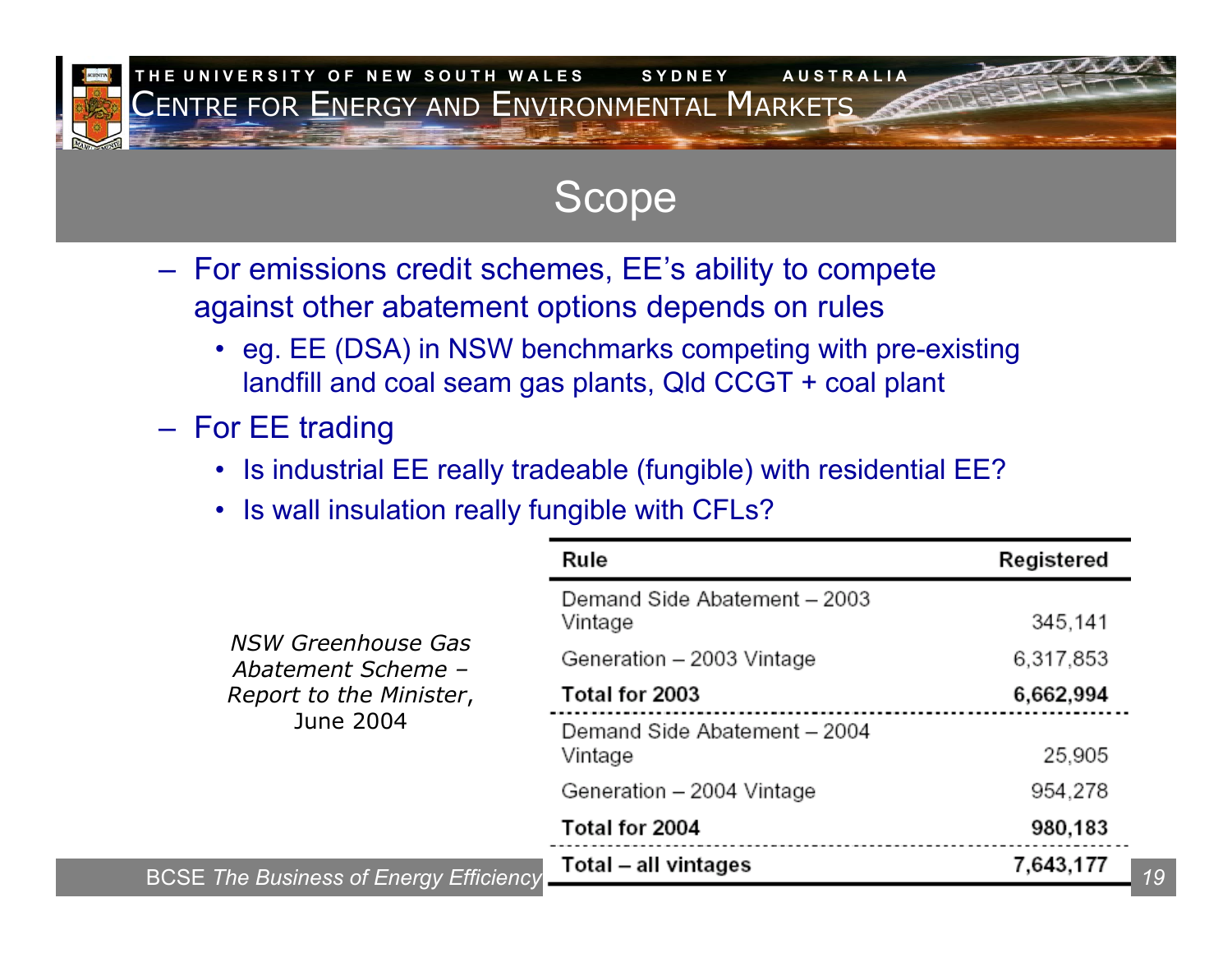# Scope

- For emissions credit schemes, EE's ability to compete against other abatement options depends on rules
  - eg. EE (DSA) in NSW benchmarks competing with pre-existing landfill and coal seam gas plants, Qld CCGT + coal plant
- For EE trading
  - Is industrial EE really tradeable (fungible) with residential EE?
  - Is wall insulation really fungible with CFLs?

| Rule | Registered |
|---|---|
| Demand Side Abatement – 2003 Vintage | 345,141 |
| Generation – 2003 Vintage | 6,317,853 |
| **Total for 2003** | **6,662,994** |
| Demand Side Abatement – 2004 Vintage | 25,905 |
| Generation – 2004 Vintage | 954,278 |
| **Total for 2004** | **980,183** |
| **Total – all vintages** | **7,643,177** |

*NSW Greenhouse Gas Abatement Scheme – Report to the Minister*, June 2004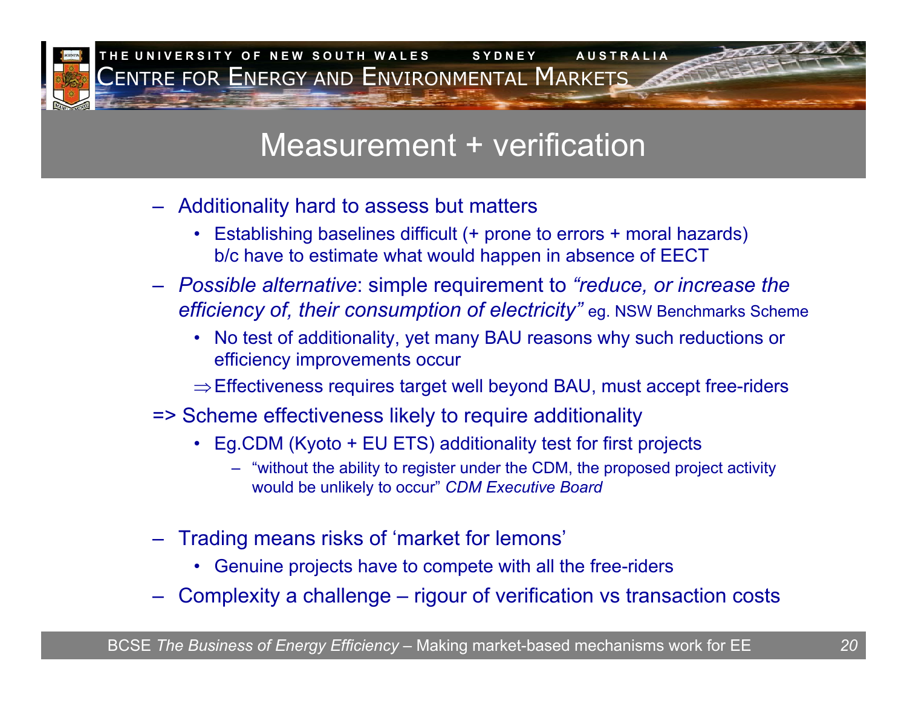# Measurement + verification

- Additionality hard to assess but matters
  - Establishing baselines difficult (+ prone to errors + moral hazards) b/c have to estimate what would happen in absence of EECT
- *Possible alternative*: simple requirement to *"reduce, or increase the efficiency of, their consumption of electricity"* eg. NSW Benchmarks Scheme
  - No test of additionality, yet many BAU reasons why such reductions or efficiency improvements occur
  - ⇒ Effectiveness requires target well beyond BAU, must accept free-riders

=> Scheme effectiveness likely to require additionality

- Eg.CDM (Kyoto + EU ETS) additionality test for first projects
  - "without the ability to register under the CDM, the proposed project activity would be unlikely to occur" *CDM Executive Board*

- Trading means risks of 'market for lemons'
  - Genuine projects have to compete with all the free-riders
- Complexity a challenge – rigour of verification vs transaction costs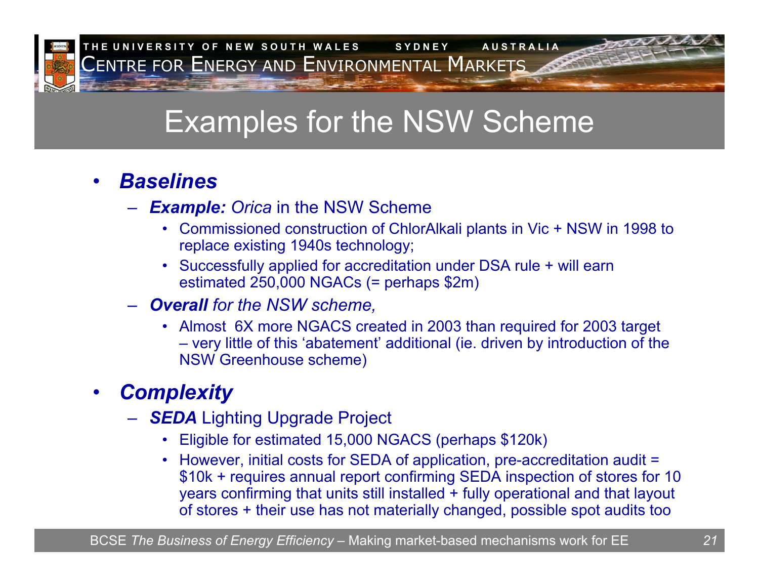# Examples for the NSW Scheme

- ***Baselines***
  - ***Example:*** *Orica* in the NSW Scheme
    - Commissioned construction of ChlorAlkali plants in Vic + NSW in 1998 to replace existing 1940s technology;
    - Successfully applied for accreditation under DSA rule + will earn estimated 250,000 NGACs (= perhaps $2m)
  - ***Overall*** *for the NSW scheme,*
    - Almost 6X more NGACS created in 2003 than required for 2003 target – very little of this 'abatement' additional (ie. driven by introduction of the NSW Greenhouse scheme)
- ***Complexity***
  - ***SEDA*** Lighting Upgrade Project
    - Eligible for estimated 15,000 NGACS (perhaps $120k)
    - However, initial costs for SEDA of application, pre-accreditation audit = $10k + requires annual report confirming SEDA inspection of stores for 10 years confirming that units still installed + fully operational and that layout of stores + their use has not materially changed, possible spot audits too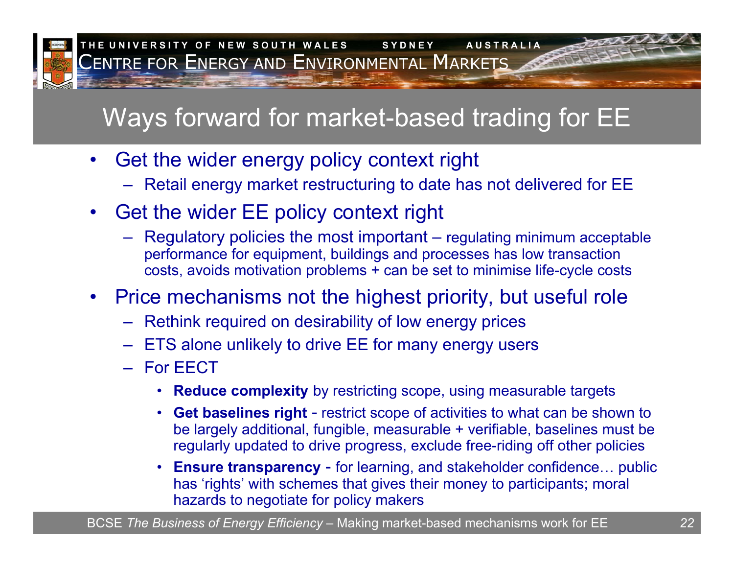# Ways forward for market-based trading for EE

- Get the wider energy policy context right
  - Retail energy market restructuring to date has not delivered for EE
- Get the wider EE policy context right
  - Regulatory policies the most important – regulating minimum acceptable performance for equipment, buildings and processes has low transaction costs, avoids motivation problems + can be set to minimise life-cycle costs
- Price mechanisms not the highest priority, but useful role
  - Rethink required on desirability of low energy prices
  - ETS alone unlikely to drive EE for many energy users
  - For EECT
    - **Reduce complexity** by restricting scope, using measurable targets
    - **Get baselines right** - restrict scope of activities to what can be shown to be largely additional, fungible, measurable + verifiable, baselines must be regularly updated to drive progress, exclude free-riding off other policies
    - **Ensure transparency** - for learning, and stakeholder confidence… public has 'rights' with schemes that gives their money to participants; moral hazards to negotiate for policy makers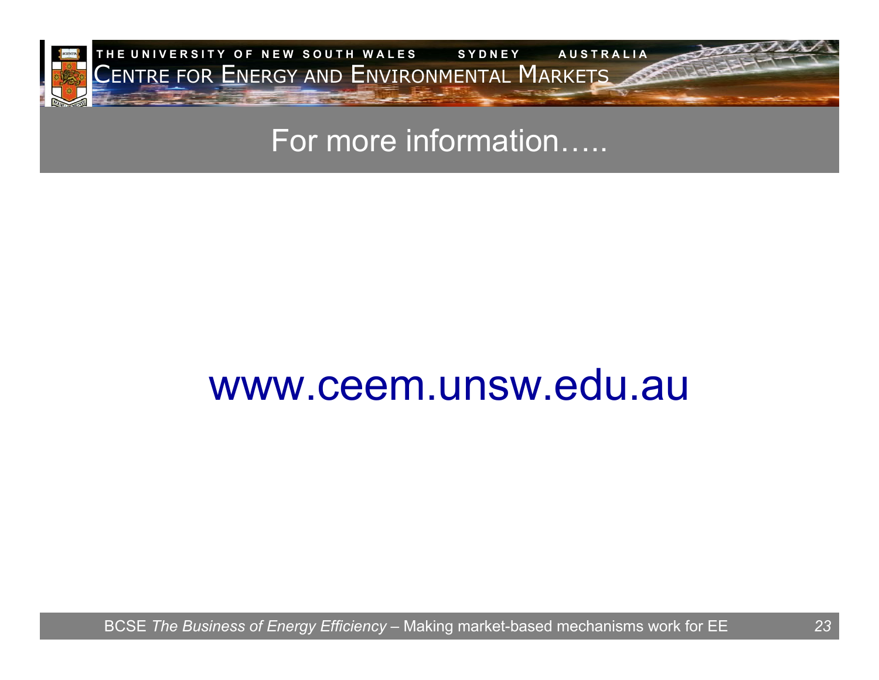# For more information…..

www.ceem.unsw.edu.au